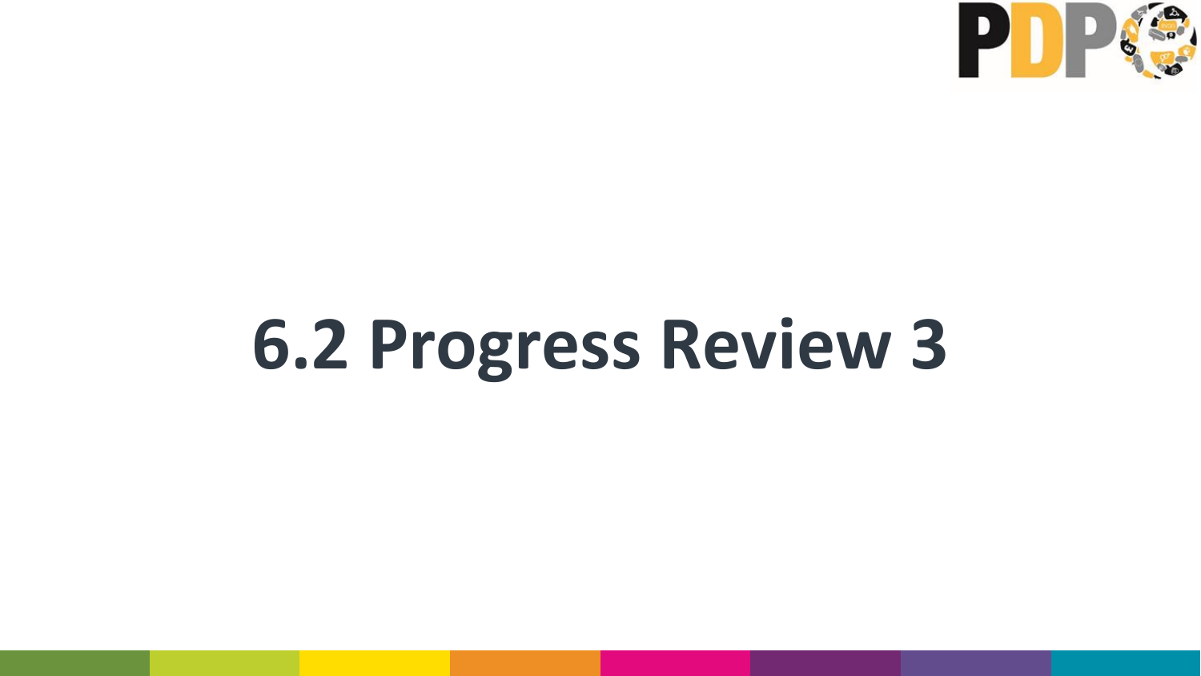# 6.2 Progress Review 3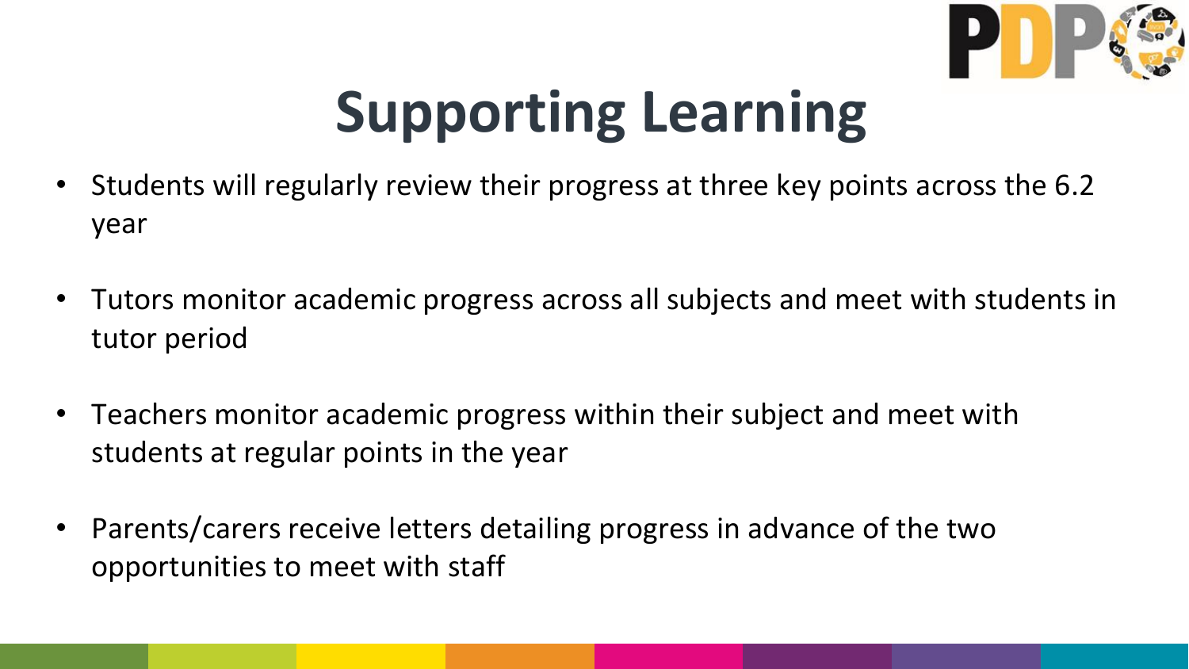# Supporting Learning

- Students will regularly review their progress at three key points across the 6.2 year
- Tutors monitor academic progress across all subjects and meet with students in tutor period
- Teachers monitor academic progress within their subject and meet with students at regular points in the year
- Parents/carers receive letters detailing progress in advance of the two opportunities to meet with staff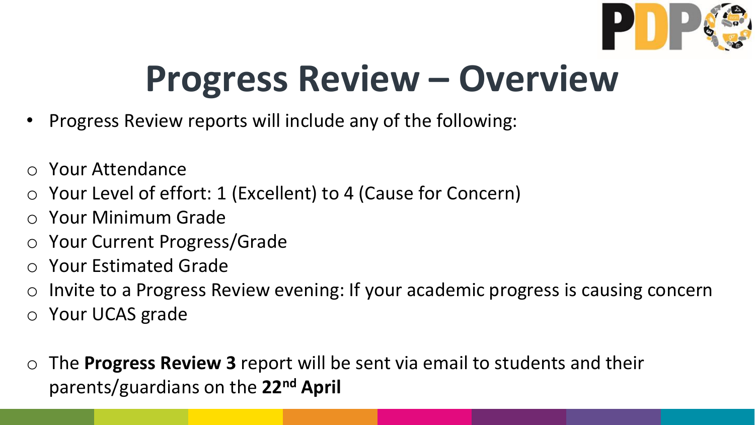# Progress Review – Overview

- Progress Review reports will include any of the following:

  - Your Attendance
  - Your Level of effort: 1 (Excellent) to 4 (Cause for Concern)
  - Your Minimum Grade
  - Your Current Progress/Grade
  - Your Estimated Grade
  - Invite to a Progress Review evening: If your academic progress is causing concern
  - Your UCAS grade

  - The **Progress Review 3** report will be sent via email to students and their parents/guardians on the **22nd April**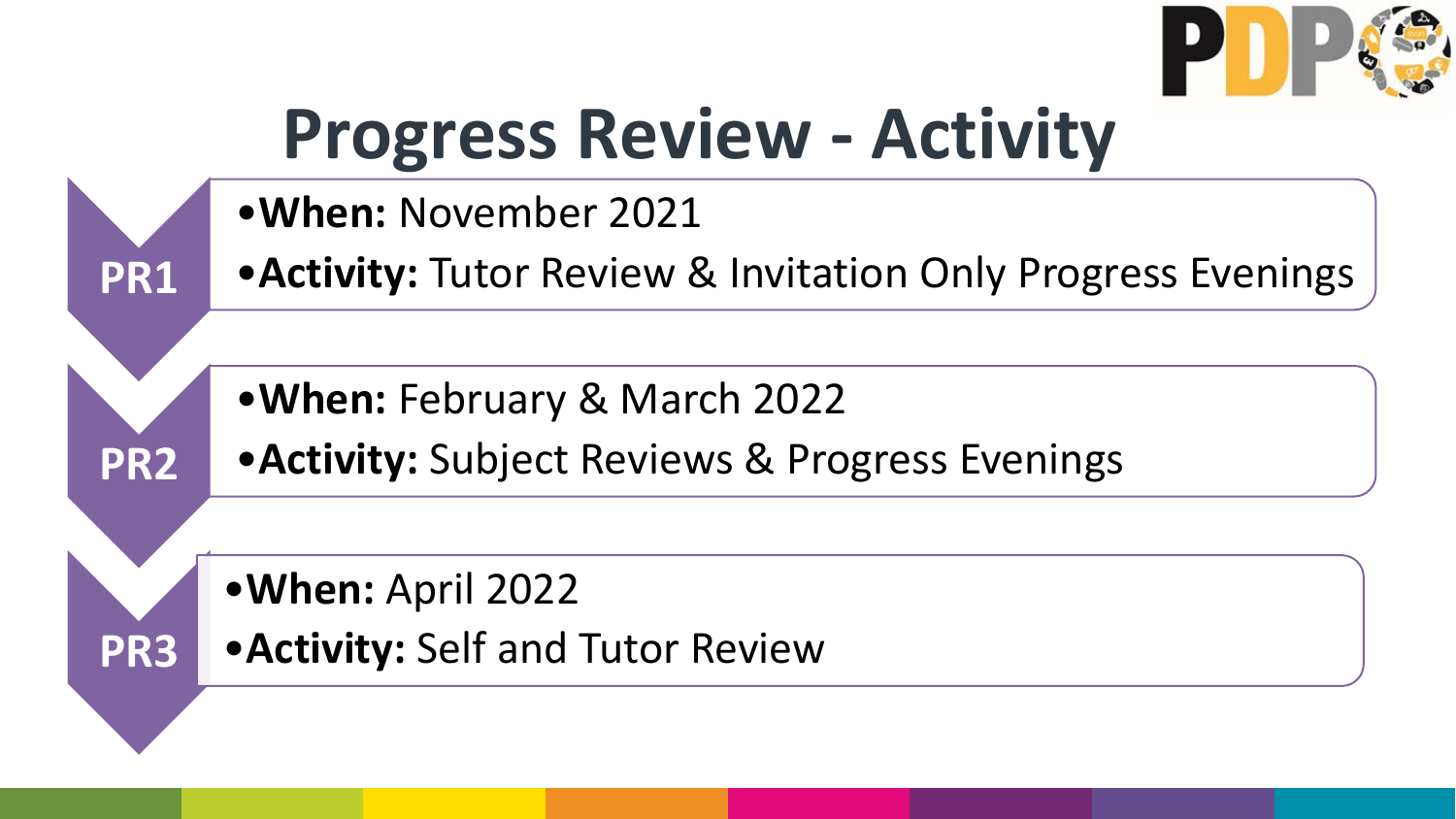# Progress Review - Activity

**PR1**

- **When:** November 2021
- **Activity:** Tutor Review & Invitation Only Progress Evenings

**PR2**

- **When:** February & March 2022
- **Activity:** Subject Reviews & Progress Evenings

**PR3**

- **When:** April 2022
- **Activity:** Self and Tutor Review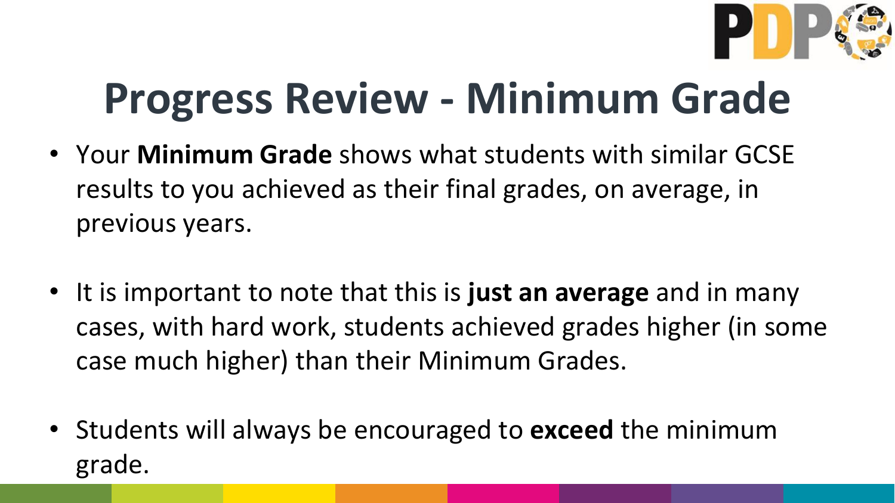# Progress Review - Minimum Grade

- Your **Minimum Grade** shows what students with similar GCSE results to you achieved as their final grades, on average, in previous years.

- It is important to note that this is **just an average** and in many cases, with hard work, students achieved grades higher (in some case much higher) than their Minimum Grades.

- Students will always be encouraged to **exceed** the minimum grade.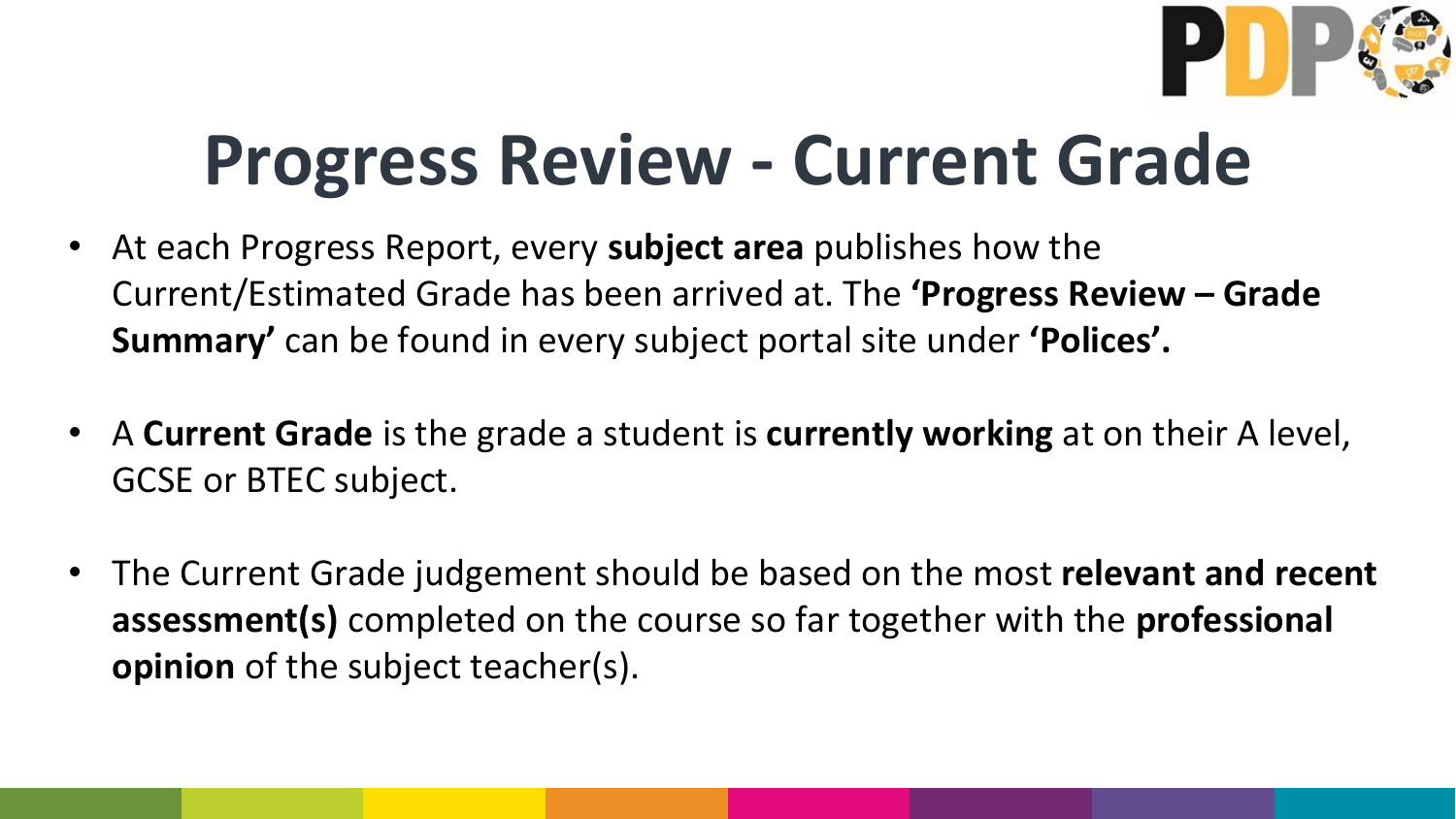# Progress Review - Current Grade

- At each Progress Report, every **subject area** publishes how the Current/Estimated Grade has been arrived at. The **'Progress Review – Grade Summary'** can be found in every subject portal site under **'Polices'.**

- A **Current Grade** is the grade a student is **currently working** at on their A level, GCSE or BTEC subject.

- The Current Grade judgement should be based on the most **relevant and recent assessment(s)** completed on the course so far together with the **professional opinion** of the subject teacher(s).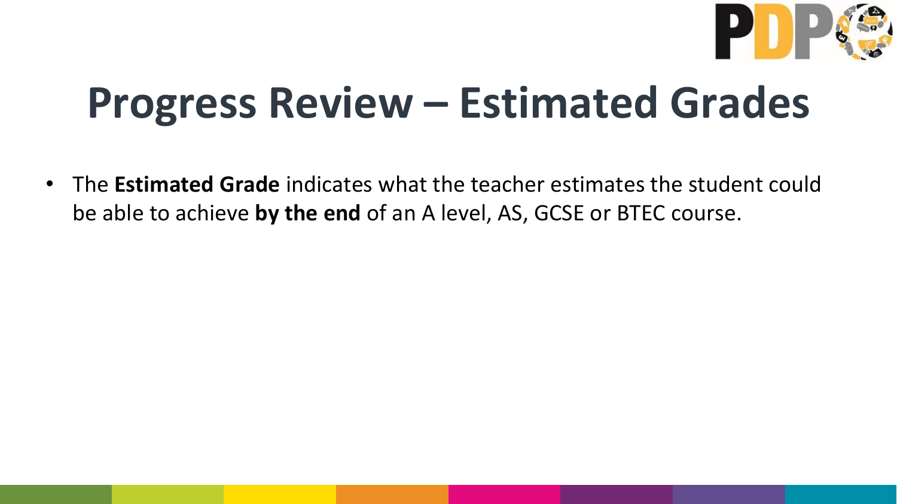# Progress Review – Estimated Grades

- The **Estimated Grade** indicates what the teacher estimates the student could be able to achieve **by the end** of an A level, AS, GCSE or BTEC course.